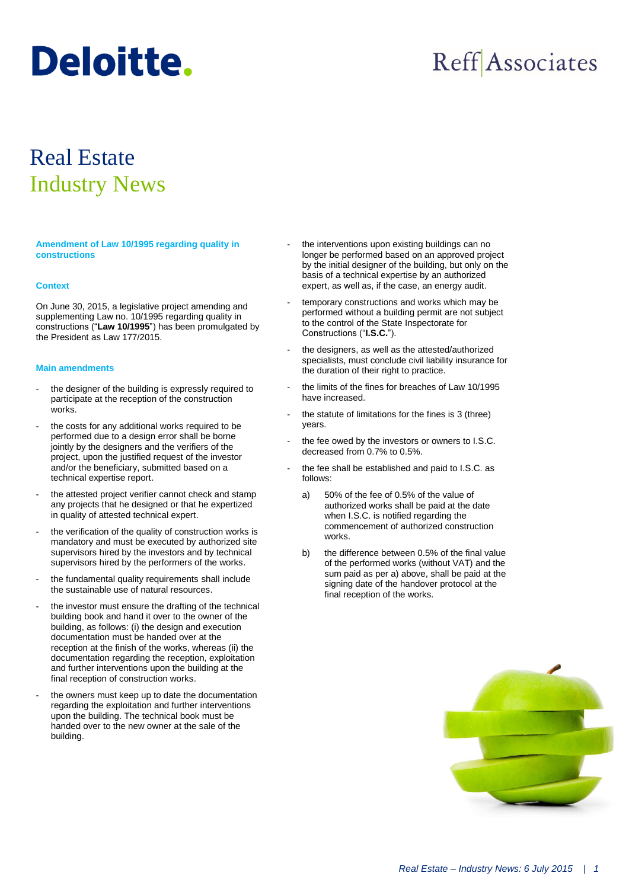# Real Estate Industry News

## Amendment of Law 10/1995 regarding quality in constructions

### Context

On June 30, 2015, a legislative project amending and supplementing Law no. 10/1995 regarding quality in constructions ("**Law 10/1995**") has been promulgated by the President as Law 177/2015.

### Main amendments

- the designer of the building is expressly required to participate at the reception of the construction works.
- the costs for any additional works required to be performed due to a design error shall be borne jointly by the designers and the verifiers of the project, upon the justified request of the investor and/or the beneficiary, submitted based on a technical expertise report.
- the attested project verifier cannot check and stamp any projects that he designed or that he expertized in quality of attested technical expert.
- the verification of the quality of construction works is mandatory and must be executed by authorized site supervisors hired by the investors and by technical supervisors hired by the performers of the works.
- the fundamental quality requirements shall include the sustainable use of natural resources.
- the investor must ensure the drafting of the technical building book and hand it over to the owner of the building, as follows: (i) the design and execution documentation must be handed over at the reception at the finish of the works, whereas (ii) the documentation regarding the reception, exploitation and further interventions upon the building at the final reception of construction works.
- the owners must keep up to date the documentation regarding the exploitation and further interventions upon the building. The technical book must be handed over to the new owner at the sale of the building.
- the interventions upon existing buildings can no longer be performed based on an approved project by the initial designer of the building, but only on the basis of a technical expertise by an authorized expert, as well as, if the case, an energy audit.
- temporary constructions and works which may be performed without a building permit are not subject to the control of the State Inspectorate for Constructions ("**I.S.C.**").
- the designers, as well as the attested/authorized specialists, must conclude civil liability insurance for the duration of their right to practice.
- the limits of the fines for breaches of Law 10/1995 have increased.
- the statute of limitations for the fines is 3 (three) years.
- the fee owed by the investors or owners to I.S.C. decreased from 0.7% to 0.5%.
- the fee shall be established and paid to I.S.C. as follows:
  a) 50% of the fee of 0.5% of the value of authorized works shall be paid at the date when I.S.C. is notified regarding the commencement of authorized construction works.
  b) the difference between 0.5% of the final value of the performed works (without VAT) and the sum paid as per a) above, shall be paid at the signing date of the handover protocol at the final reception of the works.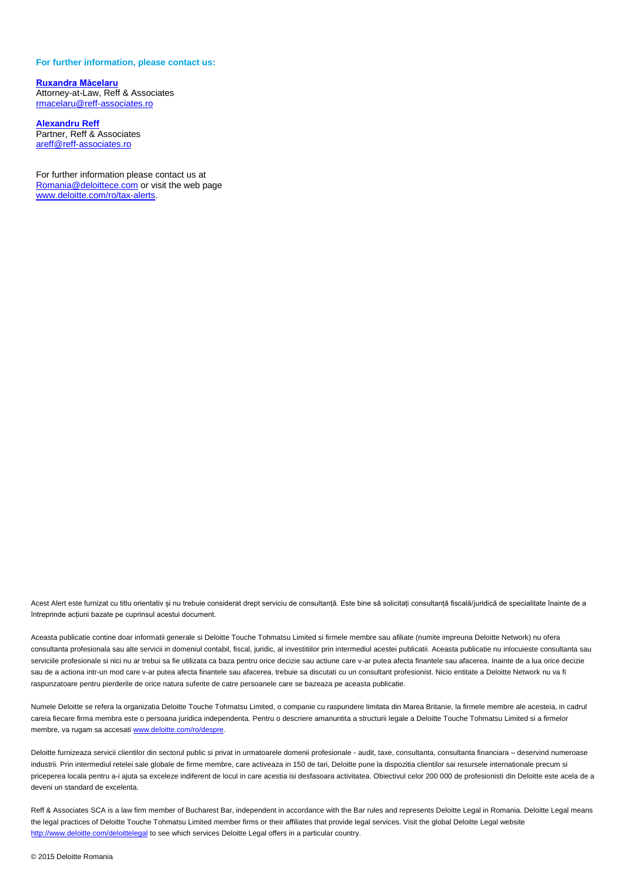**For further information, please contact us:**

**Ruxandra Măcelaru**
Attorney-at-Law, Reff & Associates
rmacelaru@reff-associates.ro

**Alexandru Reff**
Partner, Reff & Associates
areff@reff-associates.ro

For further information please contact us at Romania@deloittece.com or visit the web page www.deloitte.com/ro/tax-alerts.

Acest Alert este furnizat cu titlu orientativ și nu trebuie considerat drept serviciu de consultanță. Este bine să solicitați consultanță fiscală/juridică de specialitate înainte de a întreprinde acțiuni bazate pe cuprinsul acestui document.

Aceasta publicatie contine doar informatii generale si Deloitte Touche Tohmatsu Limited si firmele membre sau afiliate (numite impreuna Deloitte Network) nu ofera consultanta profesionala sau alte servicii in domeniul contabil, fiscal, juridic, al investitiilor prin intermediul acestei publicatii. Aceasta publicatie nu inlocuieste consultanta sau serviciile profesionale si nici nu ar trebui sa fie utilizata ca baza pentru orice decizie sau actiune care v-ar putea afecta finantele sau afacerea. Inainte de a lua orice decizie sau de a actiona intr-un mod care v-ar putea afecta finantele sau afacerea, trebuie sa discutati cu un consultant profesionist. Nicio entitate a Deloitte Network nu va fi raspunzatoare pentru pierderile de orice natura suferite de catre persoanele care se bazeaza pe aceasta publicatie.

Numele Deloitte se refera la organizatia Deloitte Touche Tohmatsu Limited, o companie cu raspundere limitata din Marea Britanie, la firmele membre ale acesteia, in cadrul careia fiecare firma membra este o persoana juridica independenta. Pentru o descriere amanuntita a structurii legale a Deloitte Touche Tohmatsu Limited si a firmelor membre, va rugam sa accesati www.deloitte.com/ro/despre.

Deloitte furnizeaza servicii clientilor din sectorul public si privat in urmatoarele domenii profesionale - audit, taxe, consultanta, consultanta financiara – deservind numeroase industrii. Prin intermediul retelei sale globale de firme membre, care activeaza in 150 de tari, Deloitte pune la dispozitia clientilor sai resursele internationale precum si priceperea locala pentru a-i ajuta sa exceleze indiferent de locul in care acestia isi desfasoara activitatea. Obiectivul celor 200 000 de profesionisti din Deloitte este acela de a deveni un standard de excelenta.

Reff & Associates SCA is a law firm member of Bucharest Bar, independent in accordance with the Bar rules and represents Deloitte Legal in Romania. Deloitte Legal means the legal practices of Deloitte Touche Tohmatsu Limited member firms or their affiliates that provide legal services. Visit the global Deloitte Legal website http://www.deloitte.com/deloittelegal to see which services Deloitte Legal offers in a particular country.

© 2015 Deloitte Romania